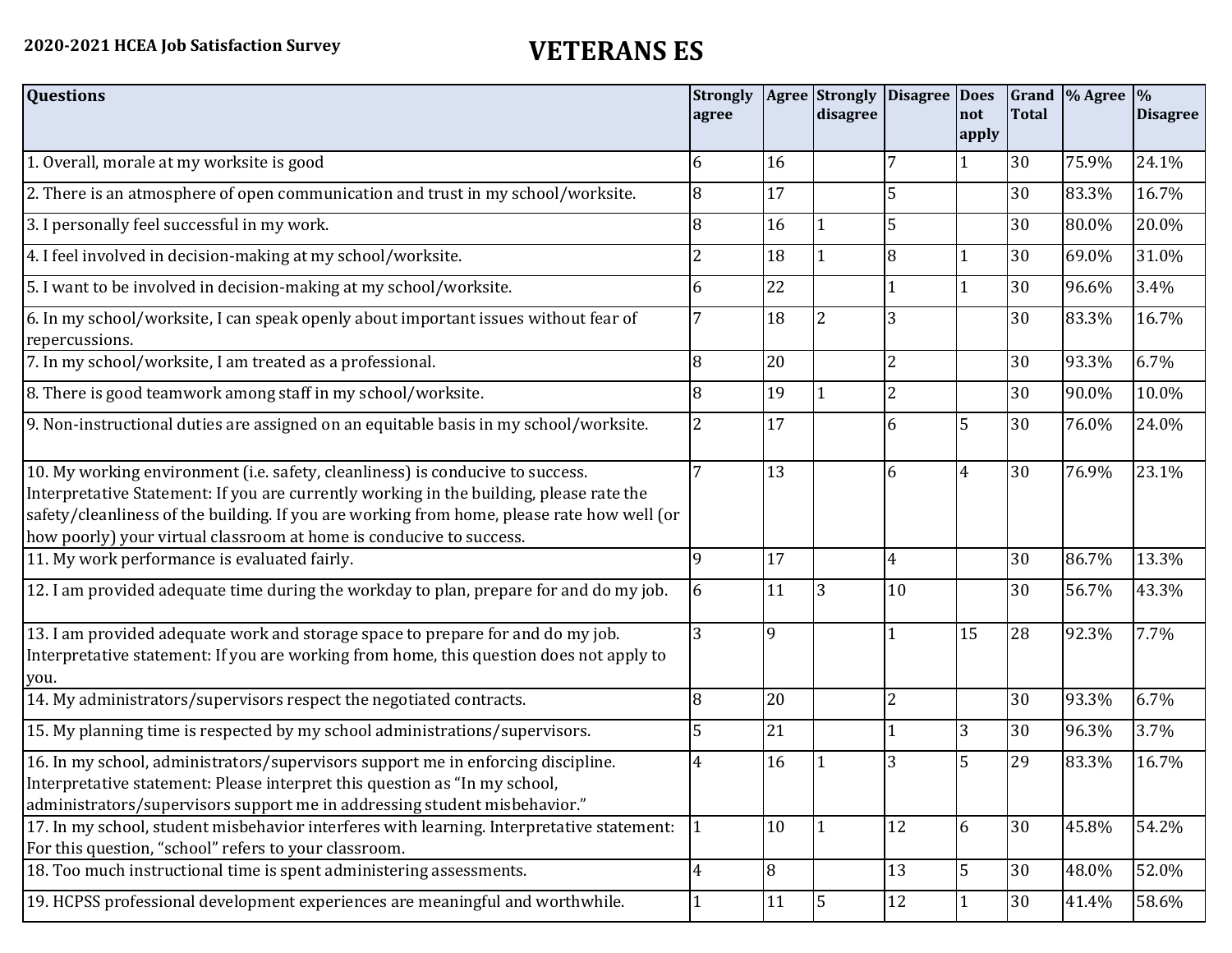**2020-2021 HCEA Job Satisfaction Survey**

# VETERANS ES

| Questions | Strongly agree | Agree | Strongly disagree | Disagree | Does not apply | Grand Total | % Agree | % Disagree |
|---|---|---|---|---|---|---|---|---|
| 1. Overall, morale at my worksite is good | 6 | 16 | | 7 | 1 | 30 | 75.9% | 24.1% |
| 2. There is an atmosphere of open communication and trust in my school/worksite. | 8 | 17 | | 5 | | 30 | 83.3% | 16.7% |
| 3. I personally feel successful in my work. | 8 | 16 | 1 | 5 | | 30 | 80.0% | 20.0% |
| 4. I feel involved in decision-making at my school/worksite. | 2 | 18 | 1 | 8 | 1 | 30 | 69.0% | 31.0% |
| 5. I want to be involved in decision-making at my school/worksite. | 6 | 22 | | 1 | 1 | 30 | 96.6% | 3.4% |
| 6. In my school/worksite, I can speak openly about important issues without fear of repercussions. | 7 | 18 | 2 | 3 | | 30 | 83.3% | 16.7% |
| 7. In my school/worksite, I am treated as a professional. | 8 | 20 | | 2 | | 30 | 93.3% | 6.7% |
| 8. There is good teamwork among staff in my school/worksite. | 8 | 19 | 1 | 2 | | 30 | 90.0% | 10.0% |
| 9. Non-instructional duties are assigned on an equitable basis in my school/worksite. | 2 | 17 | | 6 | 5 | 30 | 76.0% | 24.0% |
| 10. My working environment (i.e. safety, cleanliness) is conducive to success. Interpretative Statement: If you are currently working in the building, please rate the safety/cleanliness of the building. If you are working from home, please rate how well (or how poorly) your virtual classroom at home is conducive to success. | 7 | 13 | | 6 | 4 | 30 | 76.9% | 23.1% |
| 11. My work performance is evaluated fairly. | 9 | 17 | | 4 | | 30 | 86.7% | 13.3% |
| 12. I am provided adequate time during the workday to plan, prepare for and do my job. | 6 | 11 | 3 | 10 | | 30 | 56.7% | 43.3% |
| 13. I am provided adequate work and storage space to prepare for and do my job. Interpretative statement: If you are working from home, this question does not apply to you. | 3 | 9 | | 1 | 15 | 28 | 92.3% | 7.7% |
| 14. My administrators/supervisors respect the negotiated contracts. | 8 | 20 | | 2 | | 30 | 93.3% | 6.7% |
| 15. My planning time is respected by my school administrations/supervisors. | 5 | 21 | | 1 | 3 | 30 | 96.3% | 3.7% |
| 16. In my school, administrators/supervisors support me in enforcing discipline. Interpretative statement: Please interpret this question as "In my school, administrators/supervisors support me in addressing student misbehavior." | 4 | 16 | 1 | 3 | 5 | 29 | 83.3% | 16.7% |
| 17. In my school, student misbehavior interferes with learning. Interpretative statement: For this question, "school" refers to your classroom. | 1 | 10 | 1 | 12 | 6 | 30 | 45.8% | 54.2% |
| 18. Too much instructional time is spent administering assessments. | 4 | 8 | | 13 | 5 | 30 | 48.0% | 52.0% |
| 19. HCPSS professional development experiences are meaningful and worthwhile. | 1 | 11 | 5 | 12 | 1 | 30 | 41.4% | 58.6% |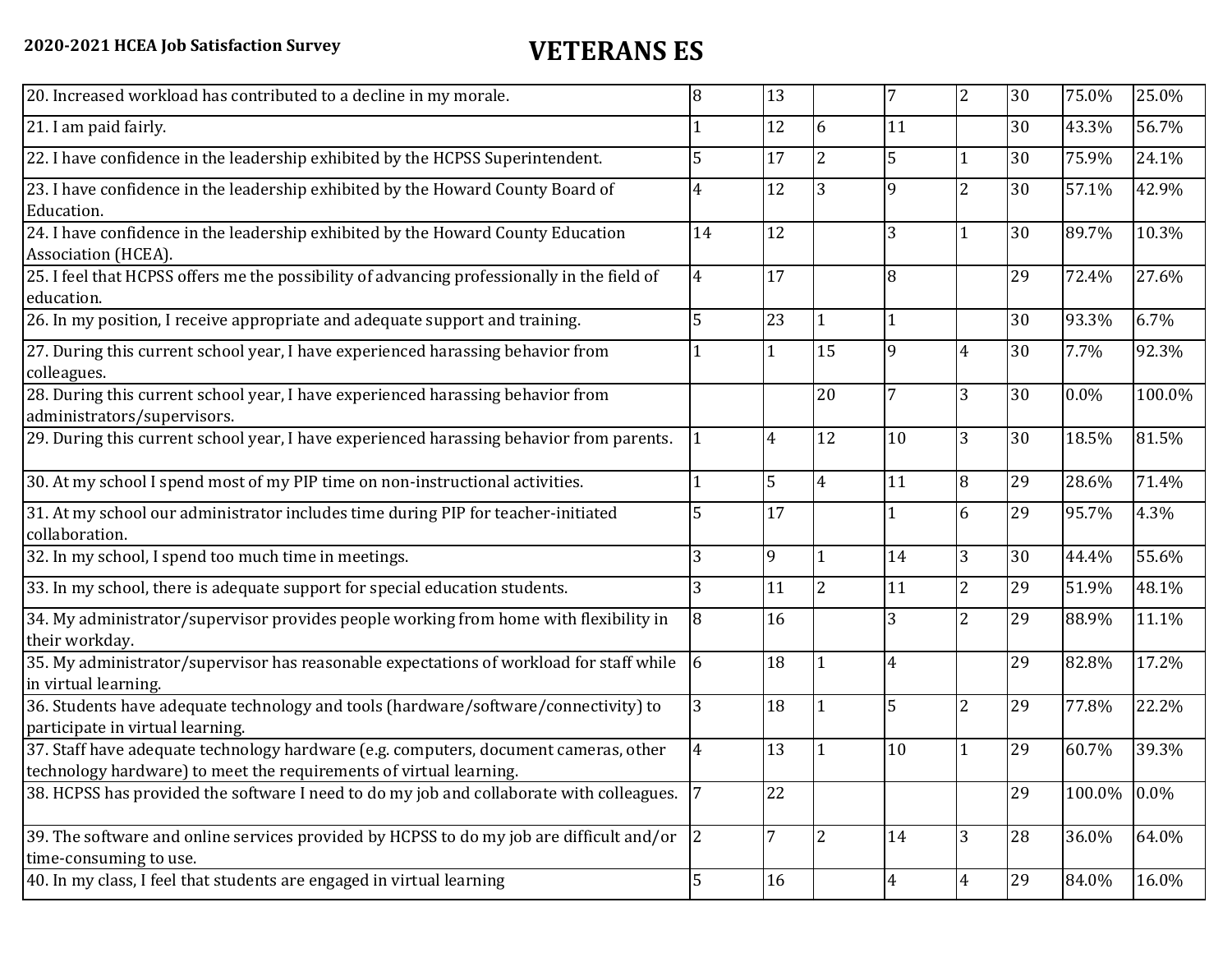**2020-2021 HCEA Job Satisfaction Survey**

# VETERANS ES

| | | | | | | | | |
|---|---|---|---|---|---|---|---|---|
| 20. Increased workload has contributed to a decline in my morale. | 8 | 13 | | 7 | 2 | 30 | 75.0% | 25.0% |
| 21. I am paid fairly. | 1 | 12 | 6 | 11 | | 30 | 43.3% | 56.7% |
| 22. I have confidence in the leadership exhibited by the HCPSS Superintendent. | 5 | 17 | 2 | 5 | 1 | 30 | 75.9% | 24.1% |
| 23. I have confidence in the leadership exhibited by the Howard County Board of Education. | 4 | 12 | 3 | 9 | 2 | 30 | 57.1% | 42.9% |
| 24. I have confidence in the leadership exhibited by the Howard County Education Association (HCEA). | 14 | 12 | | 3 | 1 | 30 | 89.7% | 10.3% |
| 25. I feel that HCPSS offers me the possibility of advancing professionally in the field of education. | 4 | 17 | | 8 | | 29 | 72.4% | 27.6% |
| 26. In my position, I receive appropriate and adequate support and training. | 5 | 23 | 1 | 1 | | 30 | 93.3% | 6.7% |
| 27. During this current school year, I have experienced harassing behavior from colleagues. | 1 | 1 | 15 | 9 | 4 | 30 | 7.7% | 92.3% |
| 28. During this current school year, I have experienced harassing behavior from administrators/supervisors. | | | 20 | 7 | 3 | 30 | 0.0% | 100.0% |
| 29. During this current school year, I have experienced harassing behavior from parents. | 1 | 4 | 12 | 10 | 3 | 30 | 18.5% | 81.5% |
| 30. At my school I spend most of my PIP time on non-instructional activities. | 1 | 5 | 4 | 11 | 8 | 29 | 28.6% | 71.4% |
| 31. At my school our administrator includes time during PIP for teacher-initiated collaboration. | 5 | 17 | | 1 | 6 | 29 | 95.7% | 4.3% |
| 32. In my school, I spend too much time in meetings. | 3 | 9 | 1 | 14 | 3 | 30 | 44.4% | 55.6% |
| 33. In my school, there is adequate support for special education students. | 3 | 11 | 2 | 11 | 2 | 29 | 51.9% | 48.1% |
| 34. My administrator/supervisor provides people working from home with flexibility in their workday. | 8 | 16 | | 3 | 2 | 29 | 88.9% | 11.1% |
| 35. My administrator/supervisor has reasonable expectations of workload for staff while in virtual learning. | 6 | 18 | 1 | 4 | | 29 | 82.8% | 17.2% |
| 36. Students have adequate technology and tools (hardware/software/connectivity) to participate in virtual learning. | 3 | 18 | 1 | 5 | 2 | 29 | 77.8% | 22.2% |
| 37. Staff have adequate technology hardware (e.g. computers, document cameras, other technology hardware) to meet the requirements of virtual learning. | 4 | 13 | 1 | 10 | 1 | 29 | 60.7% | 39.3% |
| 38. HCPSS has provided the software I need to do my job and collaborate with colleagues. | 7 | 22 | | | | 29 | 100.0% | 0.0% |
| 39. The software and online services provided by HCPSS to do my job are difficult and/or time-consuming to use. | 2 | 7 | 2 | 14 | 3 | 28 | 36.0% | 64.0% |
| 40. In my class, I feel that students are engaged in virtual learning | 5 | 16 | | 4 | 4 | 29 | 84.0% | 16.0% |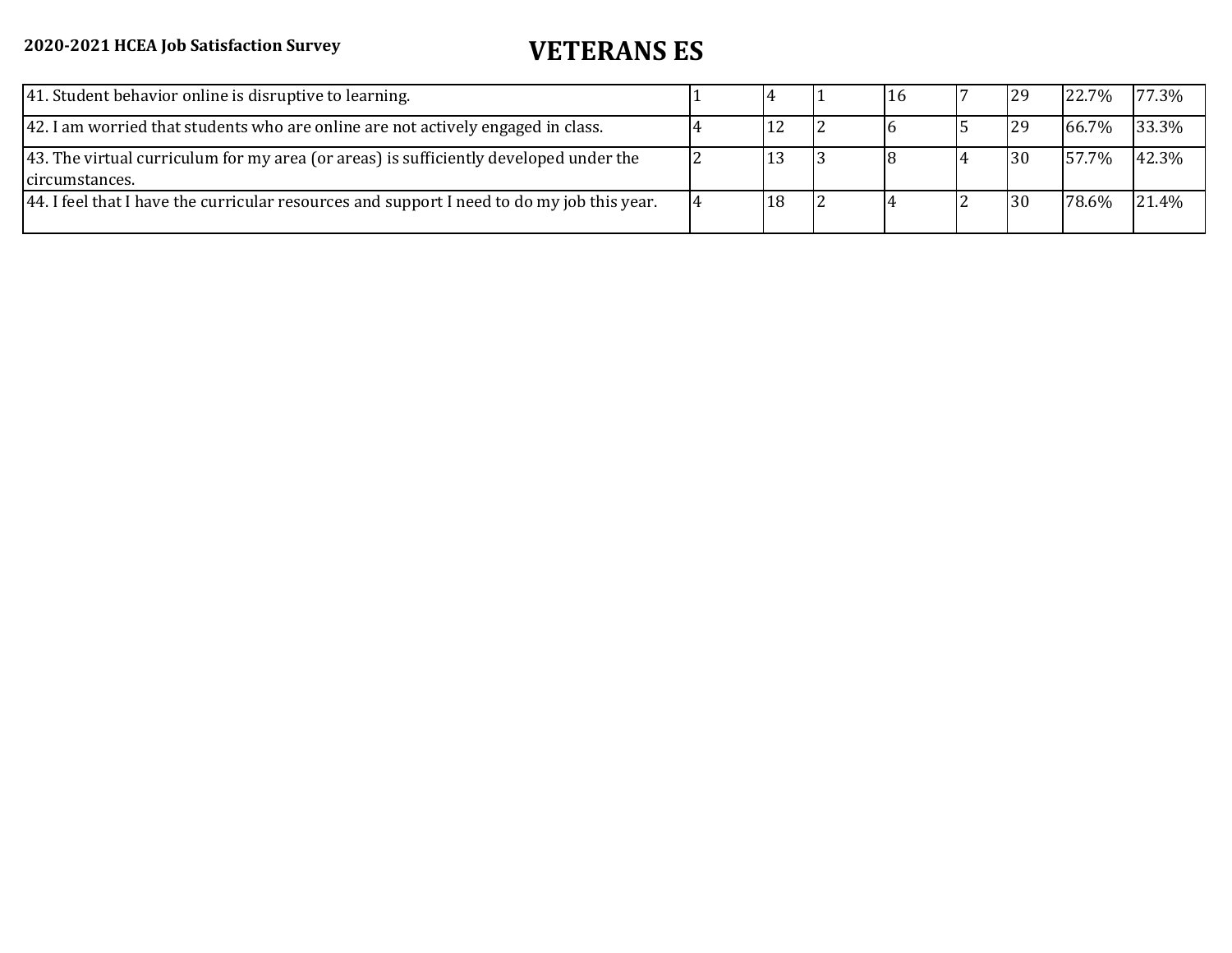2020-2021 HCEA Job Satisfaction Survey

# VETERANS ES

| | | | | | | | | |
|---|---|---|---|---|---|---|---|---|
| 41. Student behavior online is disruptive to learning. | 1 | 4 | 1 | 16 | 7 | 29 | 22.7% | 77.3% |
| 42. I am worried that students who are online are not actively engaged in class. | 4 | 12 | 2 | 6 | 5 | 29 | 66.7% | 33.3% |
| 43. The virtual curriculum for my area (or areas) is sufficiently developed under the circumstances. | 2 | 13 | 3 | 8 | 4 | 30 | 57.7% | 42.3% |
| 44. I feel that I have the curricular resources and support I need to do my job this year. | 4 | 18 | 2 | 4 | 2 | 30 | 78.6% | 21.4% |